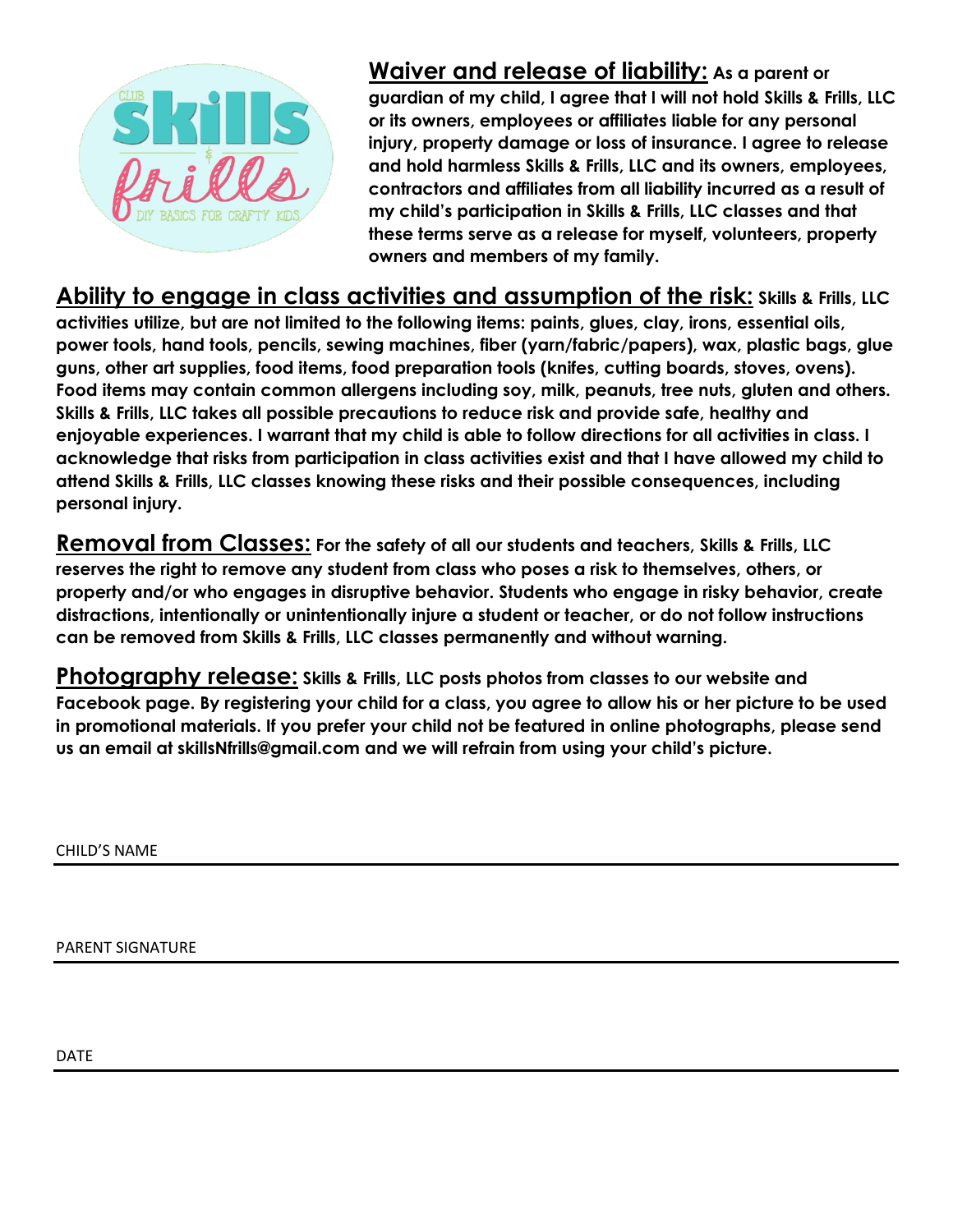**Waiver and release of liability:** **As a parent or guardian of my child, I agree that I will not hold Skills & Frills, LLC or its owners, employees or affiliates liable for any personal injury, property damage or loss of insurance. I agree to release and hold harmless Skills & Frills, LLC and its owners, employees, contractors and affiliates from all liability incurred as a result of my child's participation in Skills & Frills, LLC classes and that these terms serve as a release for myself, volunteers, property owners and members of my family.**

**Ability to engage in class activities and assumption of the risk:** **Skills & Frills, LLC activities utilize, but are not limited to the following items: paints, glues, clay, irons, essential oils, power tools, hand tools, pencils, sewing machines, fiber (yarn/fabric/papers), wax, plastic bags, glue guns, other art supplies, food items, food preparation tools (knifes, cutting boards, stoves, ovens). Food items may contain common allergens including soy, milk, peanuts, tree nuts, gluten and others. Skills & Frills, LLC takes all possible precautions to reduce risk and provide safe, healthy and enjoyable experiences. I warrant that my child is able to follow directions for all activities in class. I acknowledge that risks from participation in class activities exist and that I have allowed my child to attend Skills & Frills, LLC classes knowing these risks and their possible consequences, including personal injury.**

**Removal from Classes:** **For the safety of all our students and teachers, Skills & Frills, LLC reserves the right to remove any student from class who poses a risk to themselves, others, or property and/or who engages in disruptive behavior. Students who engage in risky behavior, create distractions, intentionally or unintentionally injure a student or teacher, or do not follow instructions can be removed from Skills & Frills, LLC classes permanently and without warning.**

**Photography release:** **Skills & Frills, LLC posts photos from classes to our website and Facebook page. By registering your child for a class, you agree to allow his or her picture to be used in promotional materials. If you prefer your child not be featured in online photographs, please send us an email at skillsNfrills@gmail.com and we will refrain from using your child's picture.**

CHILD'S NAME

---

PARENT SIGNATURE

---

DATE

---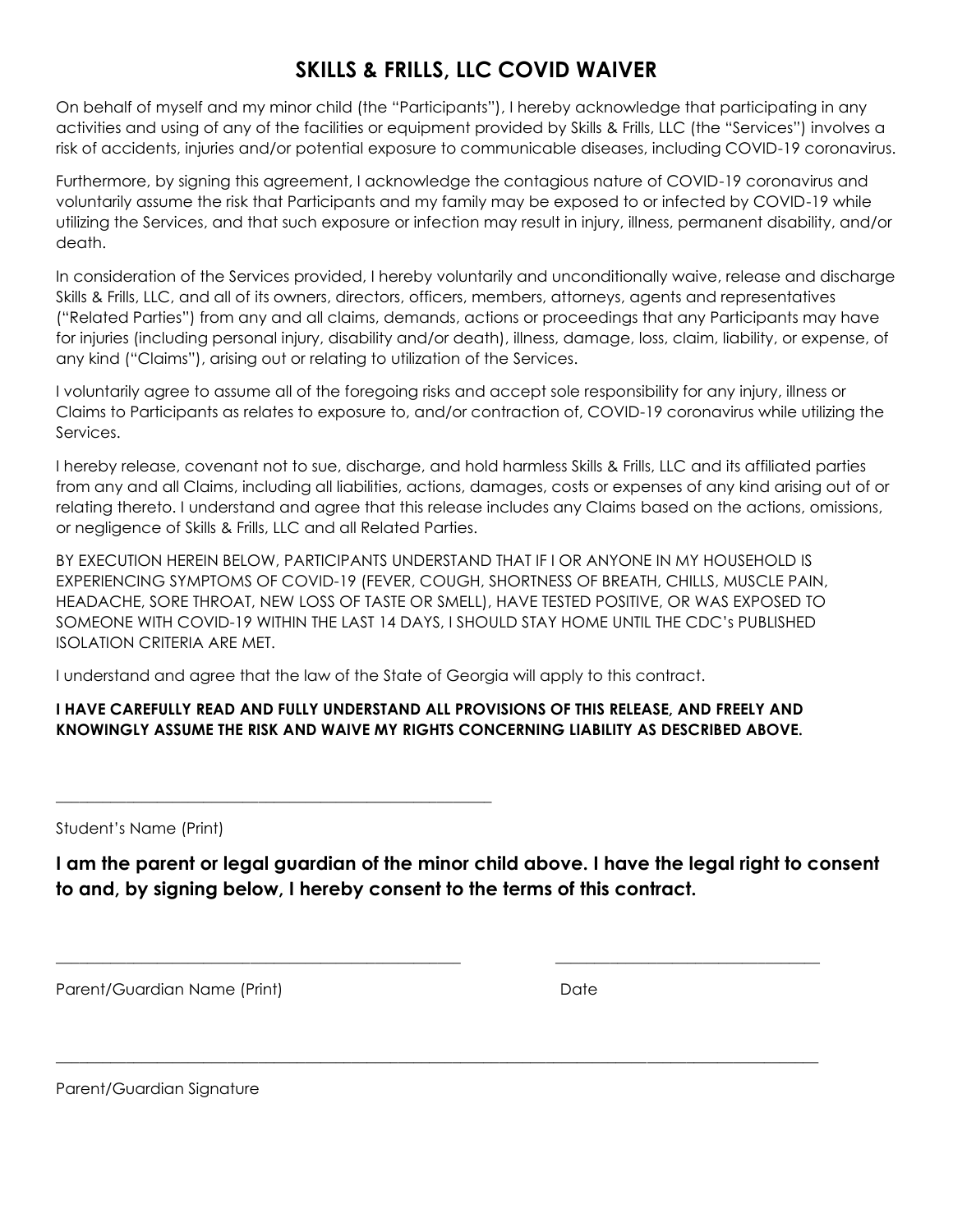# SKILLS & FRILLS, LLC COVID WAIVER

On behalf of myself and my minor child (the "Participants"), I hereby acknowledge that participating in any activities and using of any of the facilities or equipment provided by Skills & Frills, LLC (the "Services") involves a risk of accidents, injuries and/or potential exposure to communicable diseases, including COVID-19 coronavirus.

Furthermore, by signing this agreement, I acknowledge the contagious nature of COVID-19 coronavirus and voluntarily assume the risk that Participants and my family may be exposed to or infected by COVID-19 while utilizing the Services, and that such exposure or infection may result in injury, illness, permanent disability, and/or death.

In consideration of the Services provided, I hereby voluntarily and unconditionally waive, release and discharge Skills & Frills, LLC, and all of its owners, directors, officers, members, attorneys, agents and representatives ("Related Parties") from any and all claims, demands, actions or proceedings that any Participants may have for injuries (including personal injury, disability and/or death), illness, damage, loss, claim, liability, or expense, of any kind ("Claims"), arising out or relating to utilization of the Services.

I voluntarily agree to assume all of the foregoing risks and accept sole responsibility for any injury, illness or Claims to Participants as relates to exposure to, and/or contraction of, COVID-19 coronavirus while utilizing the Services.

I hereby release, covenant not to sue, discharge, and hold harmless Skills & Frills, LLC and its affiliated parties from any and all Claims, including all liabilities, actions, damages, costs or expenses of any kind arising out of or relating thereto. I understand and agree that this release includes any Claims based on the actions, omissions, or negligence of Skills & Frills, LLC and all Related Parties.

BY EXECUTION HEREIN BELOW, PARTICIPANTS UNDERSTAND THAT IF I OR ANYONE IN MY HOUSEHOLD IS EXPERIENCING SYMPTOMS OF COVID-19 (FEVER, COUGH, SHORTNESS OF BREATH, CHILLS, MUSCLE PAIN, HEADACHE, SORE THROAT, NEW LOSS OF TASTE OR SMELL), HAVE TESTED POSITIVE, OR WAS EXPOSED TO SOMEONE WITH COVID-19 WITHIN THE LAST 14 DAYS, I SHOULD STAY HOME UNTIL THE CDC's PUBLISHED ISOLATION CRITERIA ARE MET.

I understand and agree that the law of the State of Georgia will apply to this contract.

**I HAVE CAREFULLY READ AND FULLY UNDERSTAND ALL PROVISIONS OF THIS RELEASE, AND FREELY AND KNOWINGLY ASSUME THE RISK AND WAIVE MY RIGHTS CONCERNING LIABILITY AS DESCRIBED ABOVE.**

\_\_\_\_\_\_\_\_\_\_\_\_\_\_\_\_\_\_\_\_\_\_\_\_\_\_\_\_\_\_\_\_\_\_\_\_\_\_\_\_\_\_\_\_\_\_\_\_

Student's Name (Print)

**I am the parent or legal guardian of the minor child above. I have the legal right to consent to and, by signing below, I hereby consent to the terms of this contract.**

\_\_\_\_\_\_\_\_\_\_\_\_\_\_\_\_\_\_\_\_\_\_\_\_\_\_\_\_\_\_\_\_\_\_\_\_\_\_\_\_\_\_\_\_ \_\_\_\_\_\_\_\_\_\_\_\_\_\_\_\_\_\_\_\_\_\_\_\_\_\_\_\_

Parent/Guardian Name (Print) Date

\_\_\_\_\_\_\_\_\_\_\_\_\_\_\_\_\_\_\_\_\_\_\_\_\_\_\_\_\_\_\_\_\_\_\_\_\_\_\_\_\_\_\_\_\_\_\_\_\_\_\_\_\_\_\_\_\_\_\_\_\_\_\_\_\_\_\_\_\_\_\_\_\_\_\_\_\_\_\_\_\_\_\_\_

Parent/Guardian Signature